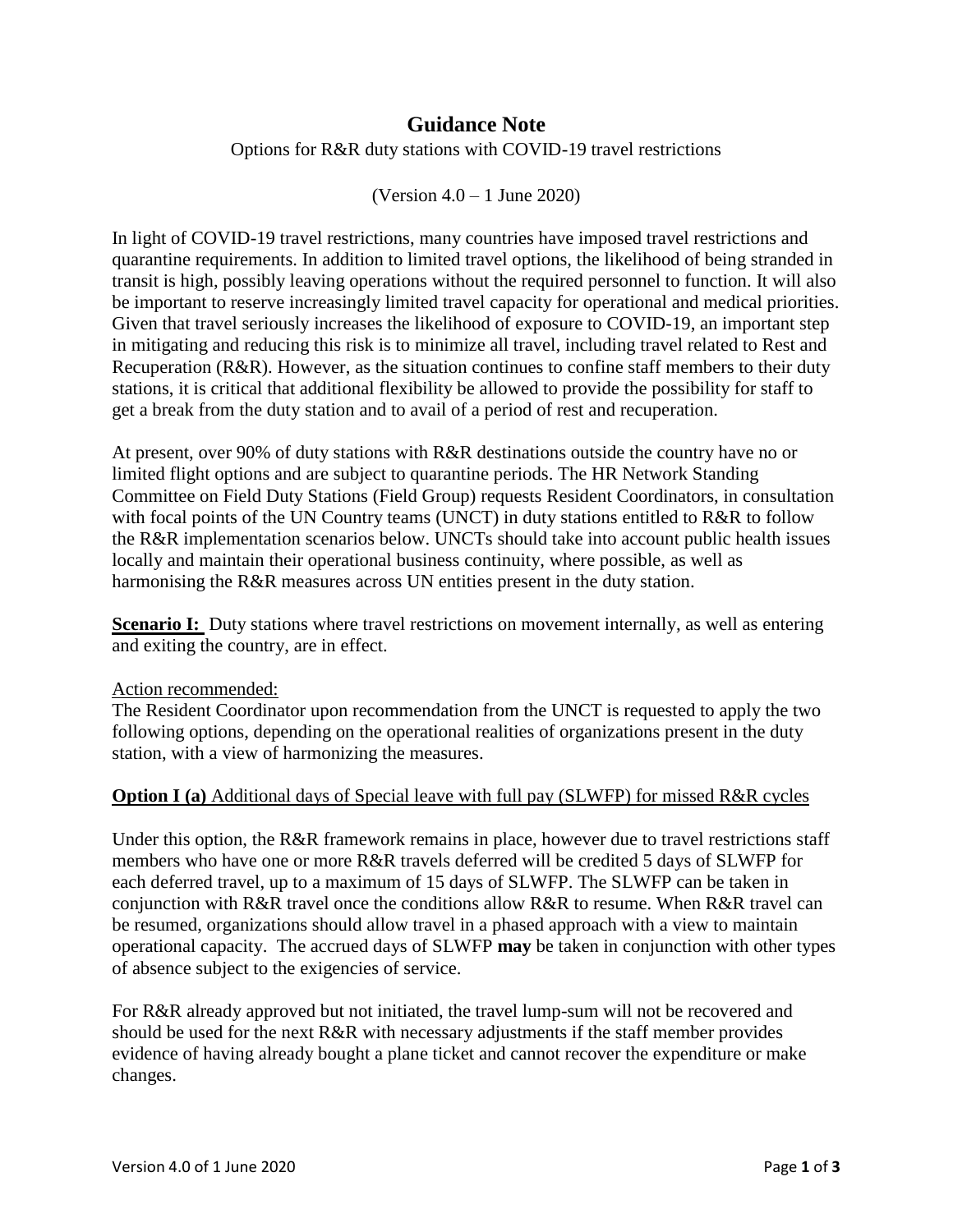# Guidance Note

Options for R&R duty stations with COVID-19 travel restrictions

(Version 4.0 – 1 June 2020)

In light of COVID-19 travel restrictions, many countries have imposed travel restrictions and quarantine requirements. In addition to limited travel options, the likelihood of being stranded in transit is high, possibly leaving operations without the required personnel to function. It will also be important to reserve increasingly limited travel capacity for operational and medical priorities. Given that travel seriously increases the likelihood of exposure to COVID-19, an important step in mitigating and reducing this risk is to minimize all travel, including travel related to Rest and Recuperation (R&R). However, as the situation continues to confine staff members to their duty stations, it is critical that additional flexibility be allowed to provide the possibility for staff to get a break from the duty station and to avail of a period of rest and recuperation.

At present, over 90% of duty stations with R&R destinations outside the country have no or limited flight options and are subject to quarantine periods. The HR Network Standing Committee on Field Duty Stations (Field Group) requests Resident Coordinators, in consultation with focal points of the UN Country teams (UNCT) in duty stations entitled to R&R to follow the R&R implementation scenarios below. UNCTs should take into account public health issues locally and maintain their operational business continuity, where possible, as well as harmonising the R&R measures across UN entities present in the duty station.

**Scenario I:** Duty stations where travel restrictions on movement internally, as well as entering and exiting the country, are in effect.

Action recommended:
The Resident Coordinator upon recommendation from the UNCT is requested to apply the two following options, depending on the operational realities of organizations present in the duty station, with a view of harmonizing the measures.

**Option I (a)** Additional days of Special leave with full pay (SLWFP) for missed R&R cycles

Under this option, the R&R framework remains in place, however due to travel restrictions staff members who have one or more R&R travels deferred will be credited 5 days of SLWFP for each deferred travel, up to a maximum of 15 days of SLWFP. The SLWFP can be taken in conjunction with R&R travel once the conditions allow R&R to resume. When R&R travel can be resumed, organizations should allow travel in a phased approach with a view to maintain operational capacity. The accrued days of SLWFP **may** be taken in conjunction with other types of absence subject to the exigencies of service.

For R&R already approved but not initiated, the travel lump-sum will not be recovered and should be used for the next R&R with necessary adjustments if the staff member provides evidence of having already bought a plane ticket and cannot recover the expenditure or make changes.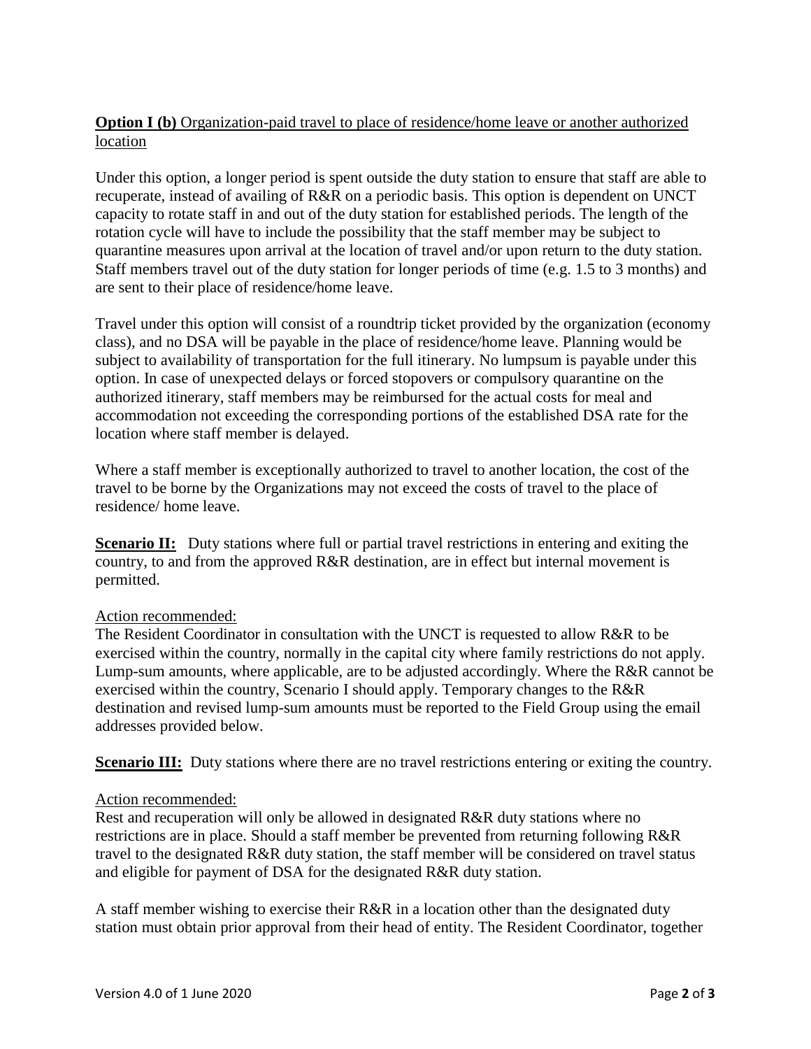**Option I (b)** Organization-paid travel to place of residence/home leave or another authorized location

Under this option, a longer period is spent outside the duty station to ensure that staff are able to recuperate, instead of availing of R&R on a periodic basis. This option is dependent on UNCT capacity to rotate staff in and out of the duty station for established periods. The length of the rotation cycle will have to include the possibility that the staff member may be subject to quarantine measures upon arrival at the location of travel and/or upon return to the duty station. Staff members travel out of the duty station for longer periods of time (e.g. 1.5 to 3 months) and are sent to their place of residence/home leave.

Travel under this option will consist of a roundtrip ticket provided by the organization (economy class), and no DSA will be payable in the place of residence/home leave. Planning would be subject to availability of transportation for the full itinerary. No lumpsum is payable under this option. In case of unexpected delays or forced stopovers or compulsory quarantine on the authorized itinerary, staff members may be reimbursed for the actual costs for meal and accommodation not exceeding the corresponding portions of the established DSA rate for the location where staff member is delayed.

Where a staff member is exceptionally authorized to travel to another location, the cost of the travel to be borne by the Organizations may not exceed the costs of travel to the place of residence/ home leave.

**Scenario II:** Duty stations where full or partial travel restrictions in entering and exiting the country, to and from the approved R&R destination, are in effect but internal movement is permitted.

Action recommended:
The Resident Coordinator in consultation with the UNCT is requested to allow R&R to be exercised within the country, normally in the capital city where family restrictions do not apply. Lump-sum amounts, where applicable, are to be adjusted accordingly. Where the R&R cannot be exercised within the country, Scenario I should apply. Temporary changes to the R&R destination and revised lump-sum amounts must be reported to the Field Group using the email addresses provided below.

**Scenario III:** Duty stations where there are no travel restrictions entering or exiting the country.

Action recommended:
Rest and recuperation will only be allowed in designated R&R duty stations where no restrictions are in place. Should a staff member be prevented from returning following R&R travel to the designated R&R duty station, the staff member will be considered on travel status and eligible for payment of DSA for the designated R&R duty station.

A staff member wishing to exercise their R&R in a location other than the designated duty station must obtain prior approval from their head of entity. The Resident Coordinator, together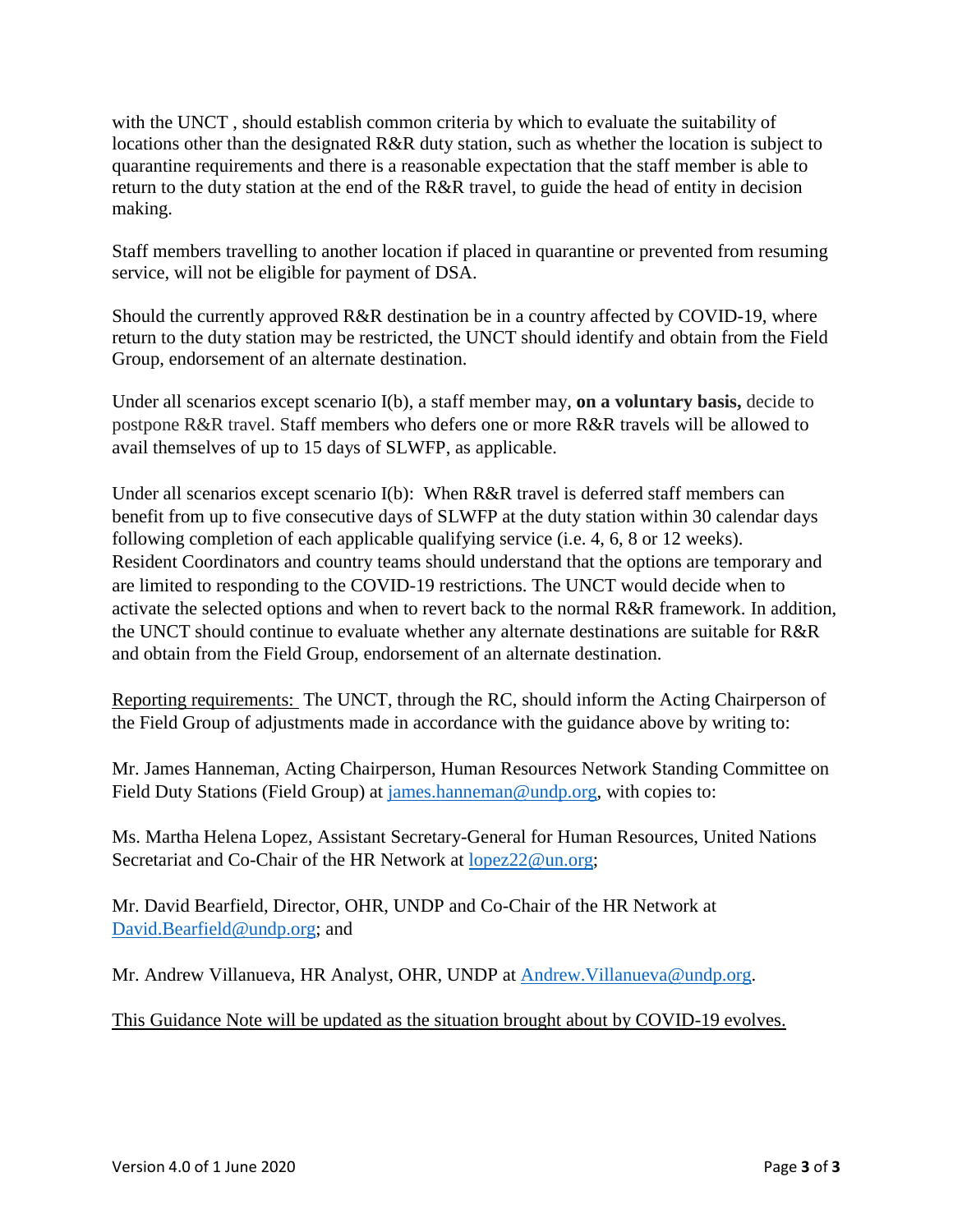with the UNCT , should establish common criteria by which to evaluate the suitability of locations other than the designated R&R duty station, such as whether the location is subject to quarantine requirements and there is a reasonable expectation that the staff member is able to return to the duty station at the end of the R&R travel, to guide the head of entity in decision making.

Staff members travelling to another location if placed in quarantine or prevented from resuming service, will not be eligible for payment of DSA.

Should the currently approved R&R destination be in a country affected by COVID-19, where return to the duty station may be restricted, the UNCT should identify and obtain from the Field Group, endorsement of an alternate destination.

Under all scenarios except scenario I(b), a staff member may, **on a voluntary basis,** decide to postpone R&R travel. Staff members who defers one or more R&R travels will be allowed to avail themselves of up to 15 days of SLWFP, as applicable.

Under all scenarios except scenario I(b): When R&R travel is deferred staff members can benefit from up to five consecutive days of SLWFP at the duty station within 30 calendar days following completion of each applicable qualifying service (i.e. 4, 6, 8 or 12 weeks). Resident Coordinators and country teams should understand that the options are temporary and are limited to responding to the COVID-19 restrictions. The UNCT would decide when to activate the selected options and when to revert back to the normal R&R framework. In addition, the UNCT should continue to evaluate whether any alternate destinations are suitable for R&R and obtain from the Field Group, endorsement of an alternate destination.

<u>Reporting requirements:</u> The UNCT, through the RC, should inform the Acting Chairperson of the Field Group of adjustments made in accordance with the guidance above by writing to:

Mr. James Hanneman, Acting Chairperson, Human Resources Network Standing Committee on Field Duty Stations (Field Group) at [james.hanneman@undp.org](mailto:james.hanneman@undp.org), with copies to:

Ms. Martha Helena Lopez, Assistant Secretary-General for Human Resources, United Nations Secretariat and Co-Chair of the HR Network at [lopez22@un.org](mailto:lopez22@un.org);

Mr. David Bearfield, Director, OHR, UNDP and Co-Chair of the HR Network at [David.Bearfield@undp.org](mailto:David.Bearfield@undp.org); and

Mr. Andrew Villanueva, HR Analyst, OHR, UNDP at [Andrew.Villanueva@undp.org](mailto:Andrew.Villanueva@undp.org).

<u>This Guidance Note will be updated as the situation brought about by COVID-19 evolves.</u>

Version 4.0 of 1 June 2020